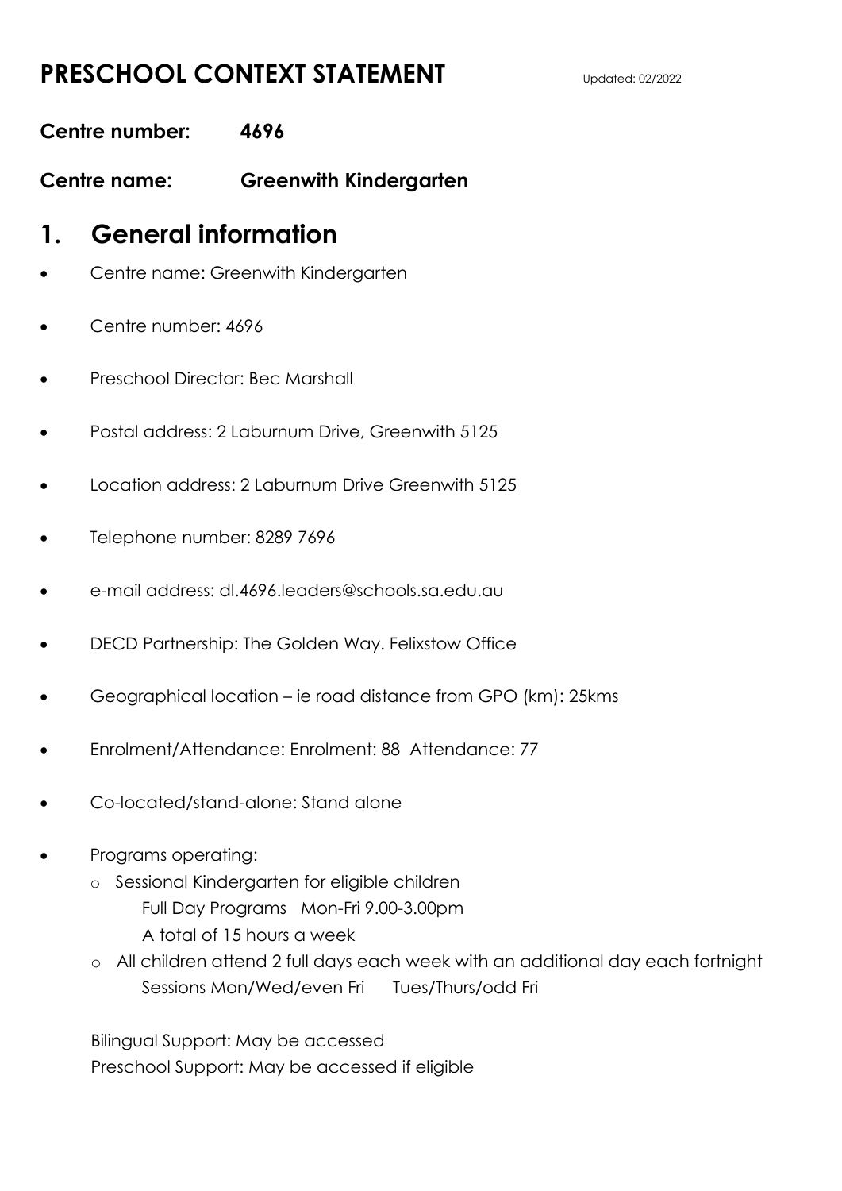# PRESCHOOL CONTEXT STATEMENT

Updated: 02/2022

**Centre number: 4696**

**Centre name: Greenwith Kindergarten**

## 1. General information

- Centre name: Greenwith Kindergarten
- Centre number: 4696
- Preschool Director: Bec Marshall
- Postal address: 2 Laburnum Drive, Greenwith 5125
- Location address: 2 Laburnum Drive Greenwith 5125
- Telephone number: 8289 7696
- e-mail address: dl.4696.leaders@schools.sa.edu.au
- DECD Partnership: The Golden Way. Felixstow Office
- Geographical location – ie road distance from GPO (km): 25kms
- Enrolment/Attendance: Enrolment: 88 Attendance: 77
- Co-located/stand-alone: Stand alone
- Programs operating:
  - Sessional Kindergarten for eligible children
    Full Day Programs Mon-Fri 9.00-3.00pm
    A total of 15 hours a week
  - All children attend 2 full days each week with an additional day each fortnight
    Sessions Mon/Wed/even Fri Tues/Thurs/odd Fri

  Bilingual Support: May be accessed
  Preschool Support: May be accessed if eligible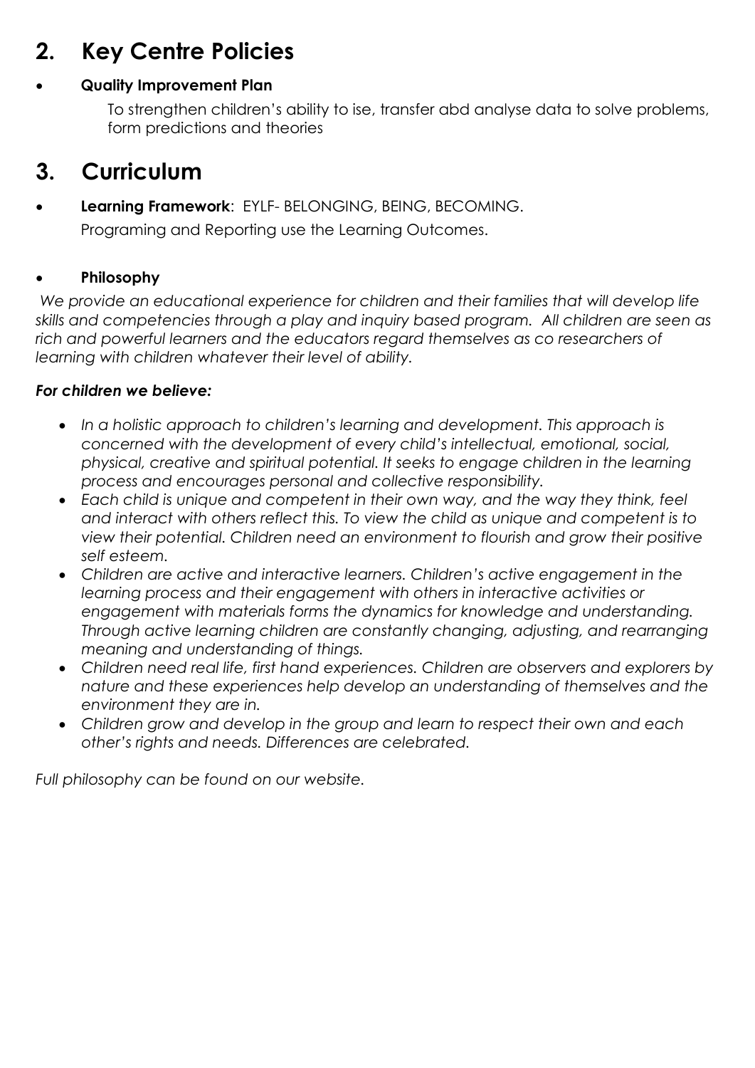## 2. Key Centre Policies

- **Quality Improvement Plan**

  To strengthen children's ability to ise, transfer abd analyse data to solve problems, form predictions and theories

## 3. Curriculum

- **Learning Framework**: EYLF- BELONGING, BEING, BECOMING.

  Programing and Reporting use the Learning Outcomes.

- **Philosophy**

*We provide an educational experience for children and their families that will develop life skills and competencies through a play and inquiry based program. All children are seen as rich and powerful learners and the educators regard themselves as co researchers of learning with children whatever their level of ability.*

***For children we believe:***

- *In a holistic approach to children's learning and development. This approach is concerned with the development of every child's intellectual, emotional, social, physical, creative and spiritual potential. It seeks to engage children in the learning process and encourages personal and collective responsibility.*
- *Each child is unique and competent in their own way, and the way they think, feel and interact with others reflect this. To view the child as unique and competent is to view their potential. Children need an environment to flourish and grow their positive self esteem.*
- *Children are active and interactive learners. Children's active engagement in the learning process and their engagement with others in interactive activities or engagement with materials forms the dynamics for knowledge and understanding. Through active learning children are constantly changing, adjusting, and rearranging meaning and understanding of things.*
- *Children need real life, first hand experiences. Children are observers and explorers by nature and these experiences help develop an understanding of themselves and the environment they are in.*
- *Children grow and develop in the group and learn to respect their own and each other's rights and needs. Differences are celebrated.*

*Full philosophy can be found on our website.*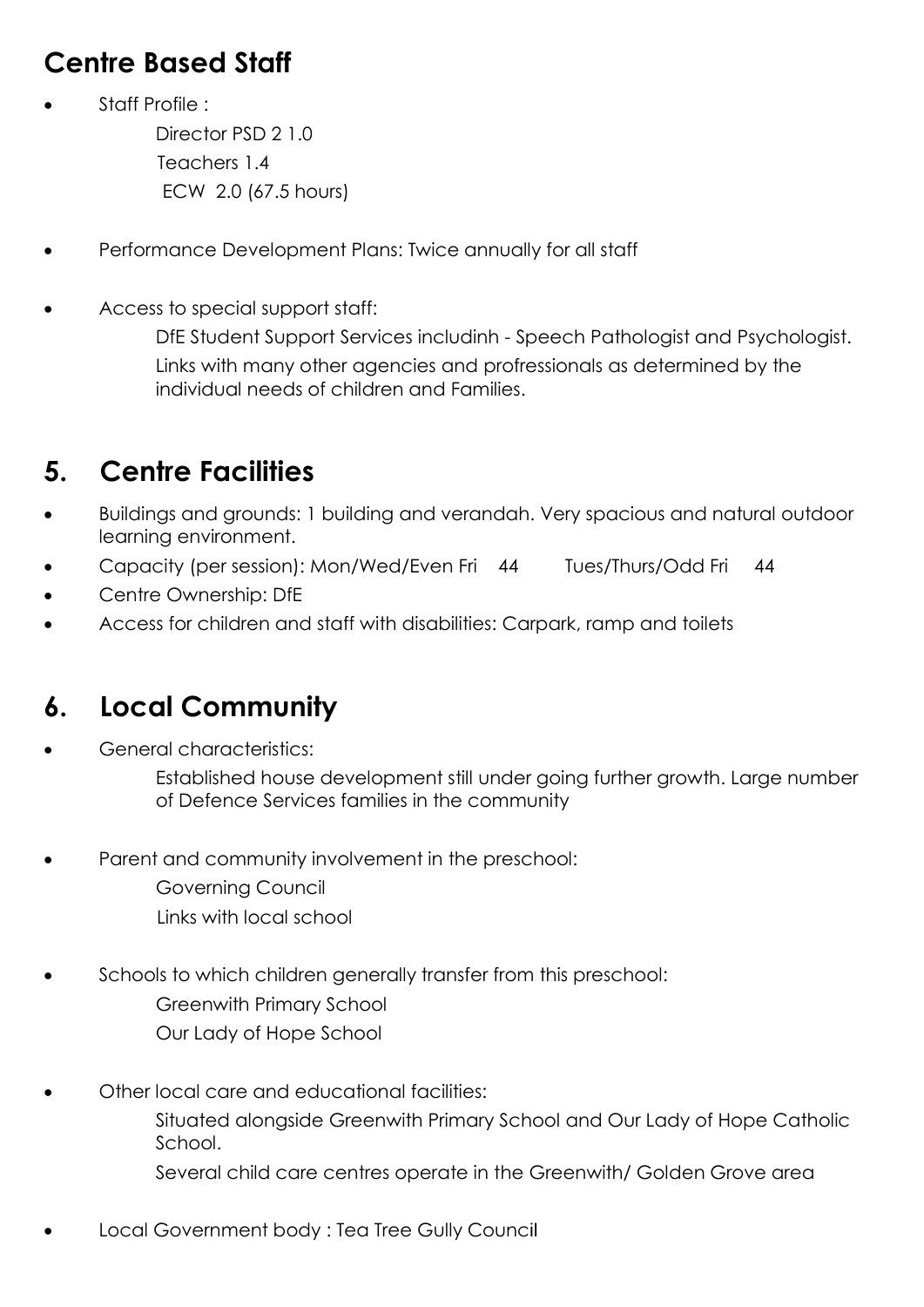## Centre Based Staff

- Staff Profile :

  Director PSD 2 1.0

  Teachers 1.4

  ECW 2.0 (67.5 hours)

- Performance Development Plans: Twice annually for all staff

- Access to special support staff:

  DfE Student Support Services includinh - Speech Pathologist and Psychologist.

  Links with many other agencies and profressionals as determined by the individual needs of children and Families.

## 5. Centre Facilities

- Buildings and grounds: 1 building and verandah. Very spacious and natural outdoor learning environment.
- Capacity (per session): Mon/Wed/Even Fri 44 Tues/Thurs/Odd Fri 44
- Centre Ownership: DfE
- Access for children and staff with disabilities: Carpark, ramp and toilets

## 6. Local Community

- General characteristics:

  Established house development still under going further growth. Large number of Defence Services families in the community

- Parent and community involvement in the preschool:

  Governing Council

  Links with local school

- Schools to which children generally transfer from this preschool:

  Greenwith Primary School

  Our Lady of Hope School

- Other local care and educational facilities:

  Situated alongside Greenwith Primary School and Our Lady of Hope Catholic School.

  Several child care centres operate in the Greenwith/ Golden Grove area

- Local Government body : Tea Tree Gully Council